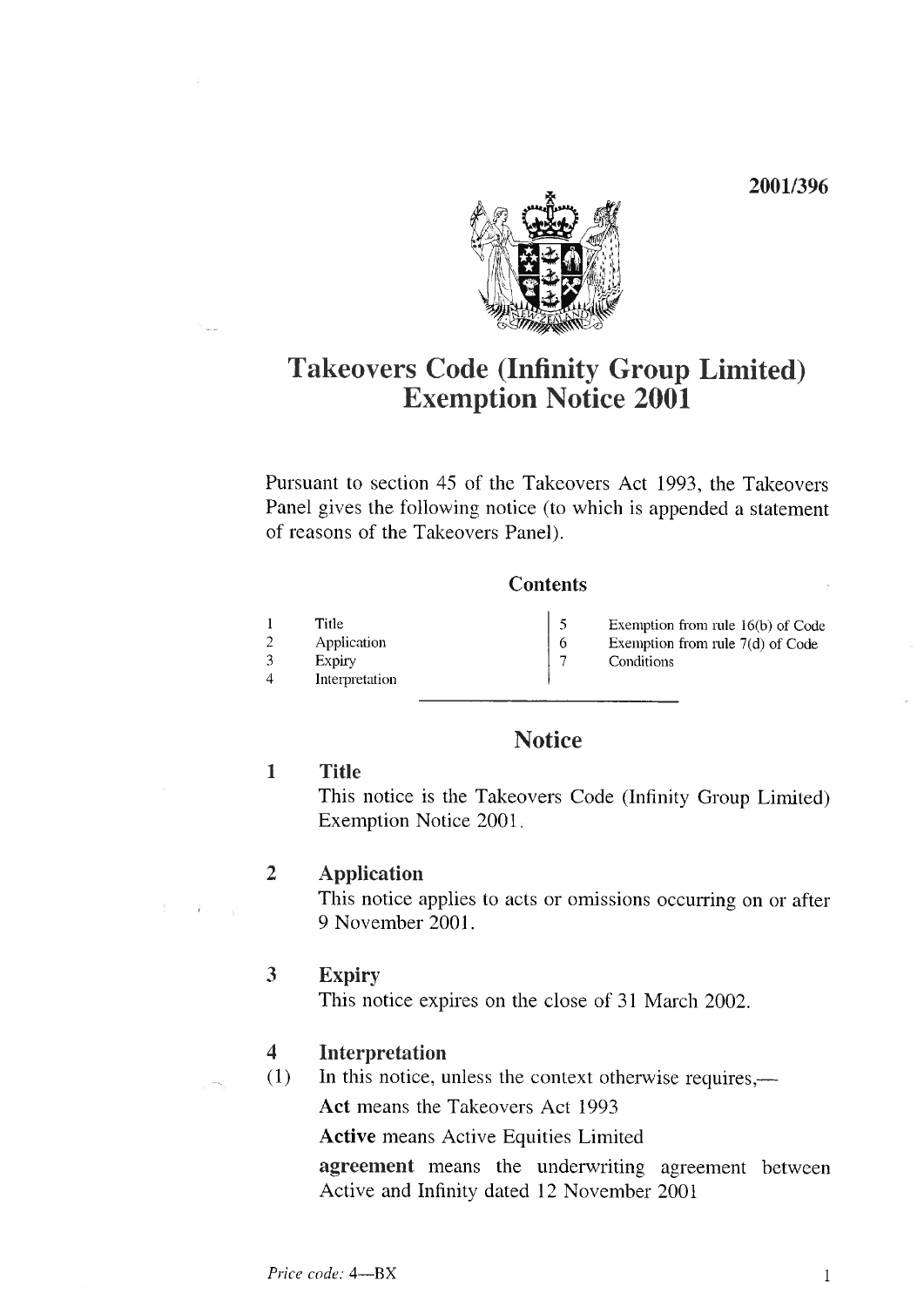2001/396

# Takeovers Code (Infinity Group Limited) Exemption Notice 2001

Pursuant to section 45 of the Takeovers Act 1993, the Takeovers Panel gives the following notice (to which is appended a statement of reasons of the Takeovers Panel).

## Contents

1 Title
2 Application
3 Expiry
4 Interpretation
5 Exemption from rule 16(b) of Code
6 Exemption from rule 7(d) of Code
7 Conditions

## Notice

### 1 Title

This notice is the Takeovers Code (Infinity Group Limited) Exemption Notice 2001.

### 2 Application

This notice applies to acts or omissions occurring on or after 9 November 2001.

### 3 Expiry

This notice expires on the close of 31 March 2002.

### 4 Interpretation

(1) In this notice, unless the context otherwise requires,—

**Act** means the Takeovers Act 1993

**Active** means Active Equities Limited

**agreement** means the underwriting agreement between Active and Infinity dated 12 November 2001

*Price code:* 4—BX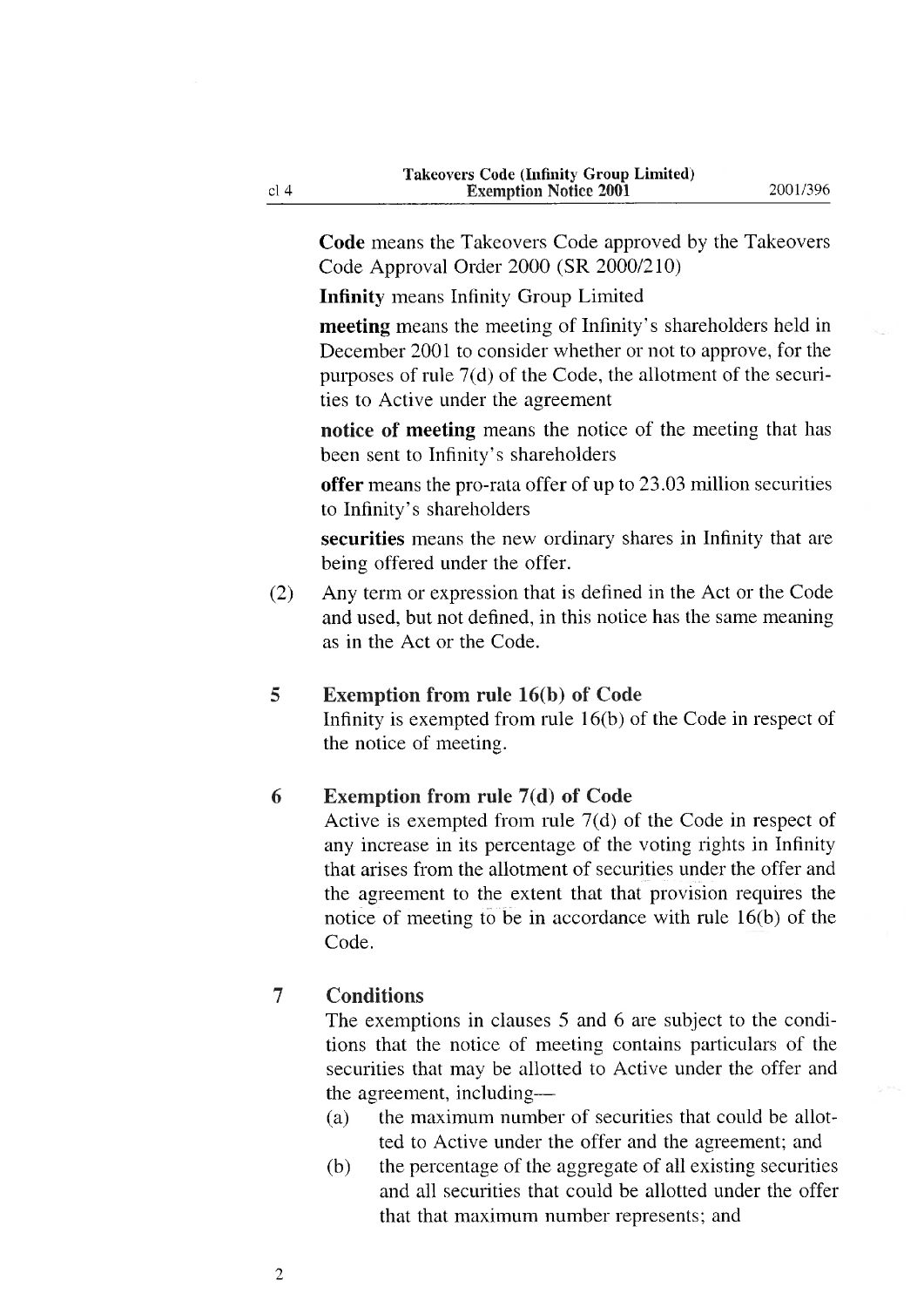**Code** means the Takeovers Code approved by the Takeovers Code Approval Order 2000 (SR 2000/210)

**Infinity** means Infinity Group Limited

**meeting** means the meeting of Infinity's shareholders held in December 2001 to consider whether or not to approve, for the purposes of rule 7(d) of the Code, the allotment of the securities to Active under the agreement

**notice of meeting** means the notice of the meeting that has been sent to Infinity's shareholders

**offer** means the pro-rata offer of up to 23.03 million securities to Infinity's shareholders

**securities** means the new ordinary shares in Infinity that are being offered under the offer.

(2) Any term or expression that is defined in the Act or the Code and used, but not defined, in this notice has the same meaning as in the Act or the Code.

### 5 Exemption from rule 16(b) of Code

Infinity is exempted from rule 16(b) of the Code in respect of the notice of meeting.

### 6 Exemption from rule 7(d) of Code

Active is exempted from rule 7(d) of the Code in respect of any increase in its percentage of the voting rights in Infinity that arises from the allotment of securities under the offer and the agreement to the extent that that provision requires the notice of meeting to be in accordance with rule 16(b) of the Code.

### 7 Conditions

The exemptions in clauses 5 and 6 are subject to the conditions that the notice of meeting contains particulars of the securities that may be allotted to Active under the offer and the agreement, including—

(a) the maximum number of securities that could be allotted to Active under the offer and the agreement; and

(b) the percentage of the aggregate of all existing securities and all securities that could be allotted under the offer that that maximum number represents; and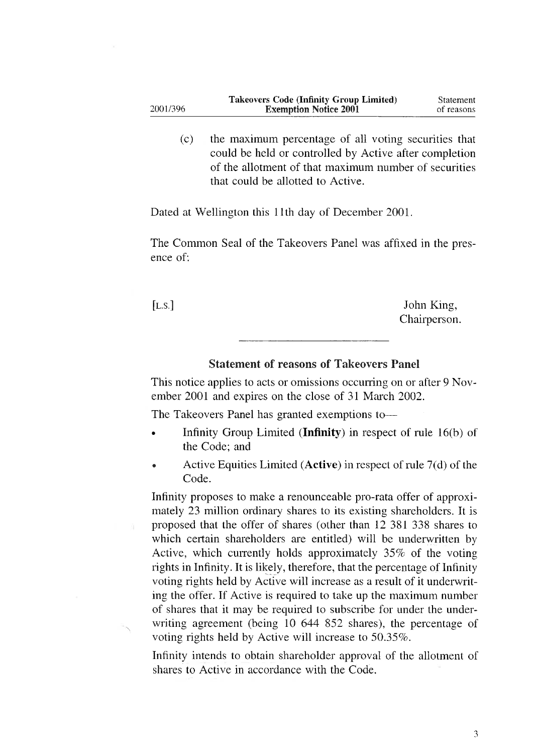(c) the maximum percentage of all voting securities that could be held or controlled by Active after completion of the allotment of that maximum number of securities that could be allotted to Active.

Dated at Wellington this 11th day of December 2001.

The Common Seal of the Takeovers Panel was affixed in the presence of:

[L.S.]

John King,
Chairperson.

---

## Statement of reasons of Takeovers Panel

This notice applies to acts or omissions occurring on or after 9 November 2001 and expires on the close of 31 March 2002.

The Takeovers Panel has granted exemptions to—

- Infinity Group Limited (**Infinity**) in respect of rule 16(b) of the Code; and
- Active Equities Limited (**Active**) in respect of rule 7(d) of the Code.

Infinity proposes to make a renounceable pro-rata offer of approximately 23 million ordinary shares to its existing shareholders. It is proposed that the offer of shares (other than 12 381 338 shares to which certain shareholders are entitled) will be underwritten by Active, which currently holds approximately 35% of the voting rights in Infinity. It is likely, therefore, that the percentage of Infinity voting rights held by Active will increase as a result of it underwriting the offer. If Active is required to take up the maximum number of shares that it may be required to subscribe for under the underwriting agreement (being 10 644 852 shares), the percentage of voting rights held by Active will increase to 50.35%.

Infinity intends to obtain shareholder approval of the allotment of shares to Active in accordance with the Code.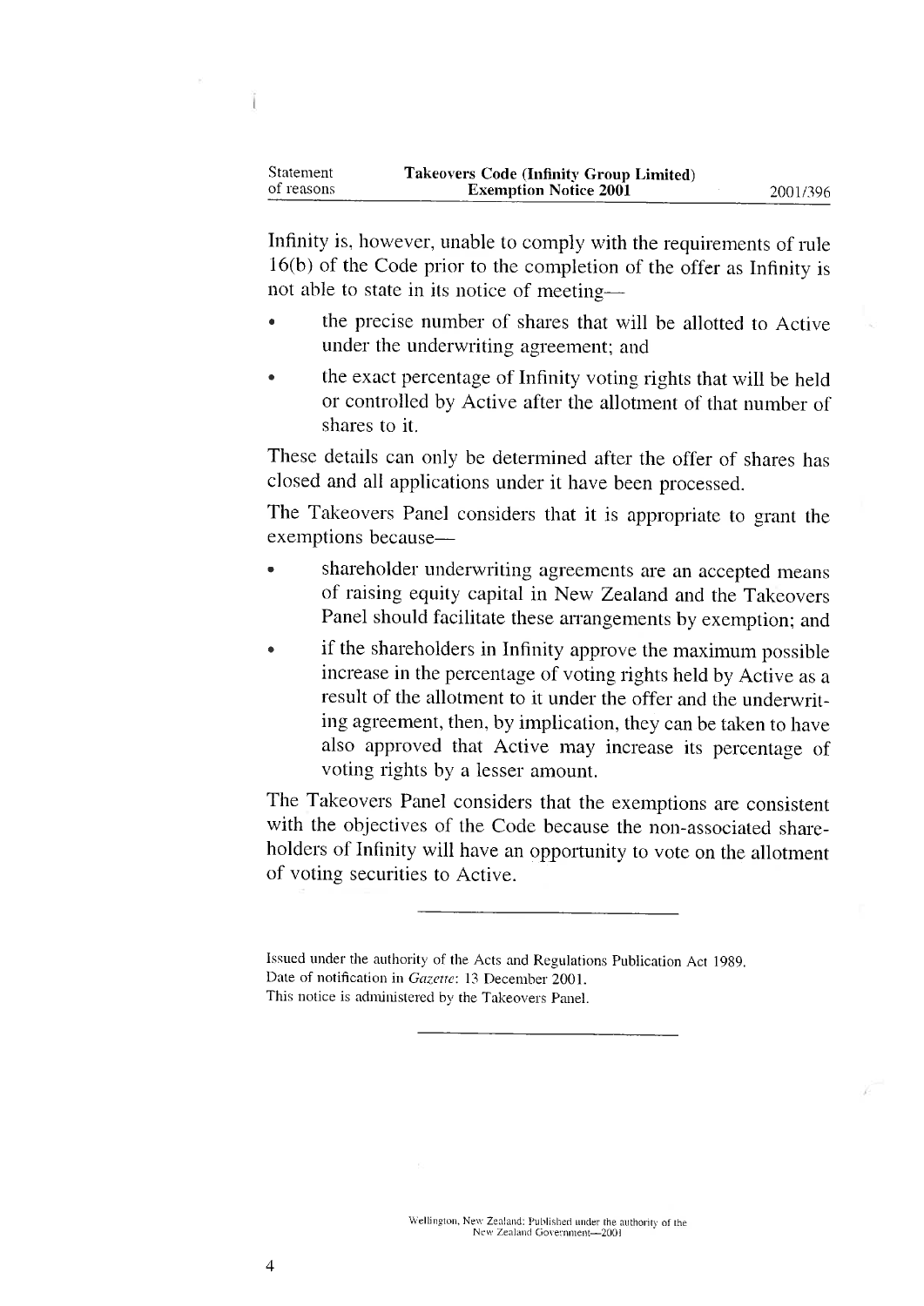Infinity is, however, unable to comply with the requirements of rule 16(b) of the Code prior to the completion of the offer as Infinity is not able to state in its notice of meeting—

- the precise number of shares that will be allotted to Active under the underwriting agreement; and
- the exact percentage of Infinity voting rights that will be held or controlled by Active after the allotment of that number of shares to it.

These details can only be determined after the offer of shares has closed and all applications under it have been processed.

The Takeovers Panel considers that it is appropriate to grant the exemptions because—

- shareholder underwriting agreements are an accepted means of raising equity capital in New Zealand and the Takeovers Panel should facilitate these arrangements by exemption; and
- if the shareholders in Infinity approve the maximum possible increase in the percentage of voting rights held by Active as a result of the allotment to it under the offer and the underwriting agreement, then, by implication, they can be taken to have also approved that Active may increase its percentage of voting rights by a lesser amount.

The Takeovers Panel considers that the exemptions are consistent with the objectives of the Code because the non-associated shareholders of Infinity will have an opportunity to vote on the allotment of voting securities to Active.

---

Issued under the authority of the Acts and Regulations Publication Act 1989.
Date of notification in *Gazette*: 13 December 2001.
This notice is administered by the Takeovers Panel.

---

Wellington, New Zealand: Published under the authority of the New Zealand Government—2001